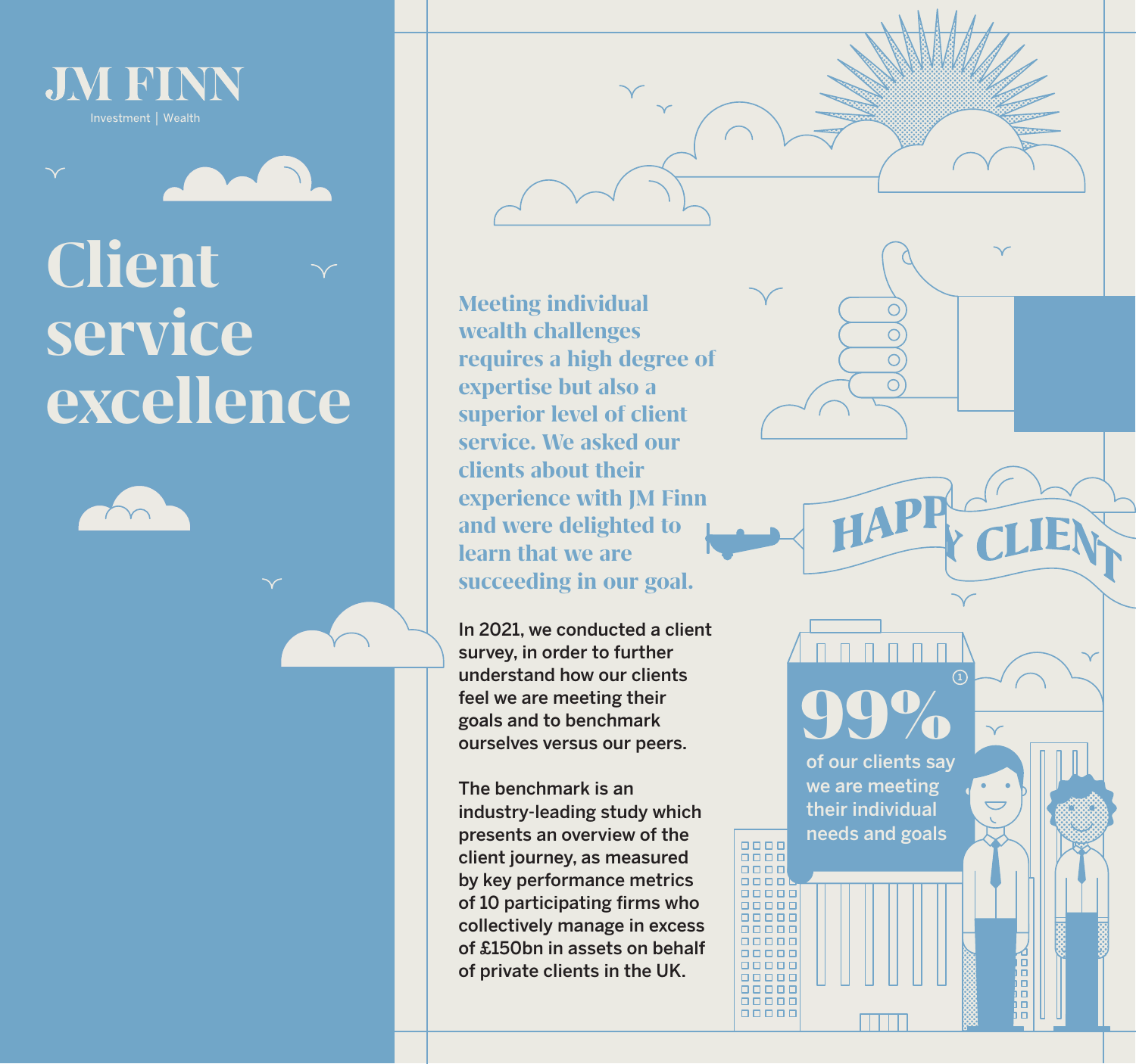JM FINN

Investment | Wealth

# Client service excellence

**Meeting individual wealth challenges requires a high degree of expertise but also a superior level of client service. We asked our clients about their experience with JM Finn and were delighted to learn that we are succeeding in our goal.**

In 2021, we conducted a client survey, in order to further understand how our clients feel we are meeting their goals and to benchmark ourselves versus our peers.

The benchmark is an industry-leading study which presents an overview of the client journey, as measured by key performance metrics of 10 participating firms who collectively manage in excess of £150bn in assets on behalf of private clients in the UK.

HAPPY CLIENT

**99%** [1]

of our clients say we are meeting their individual needs and goals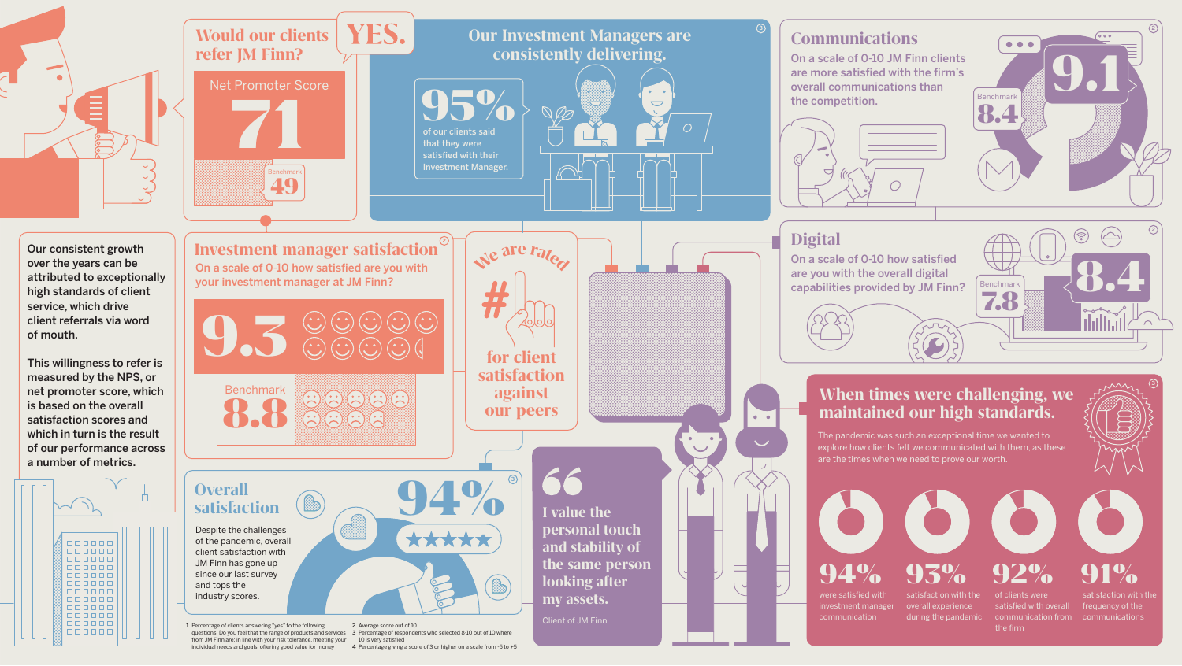## Would our clients refer JM Finn?

**YES.**

Net Promoter Score

**71**

Benchmark **49**

## Our Investment Managers are consistently delivering.

**95%** of our clients said that they were satisfied with their Investment Manager.[3]

## Communications

On a scale of 0-10 JM Finn clients are more satisfied with the firm's overall communications than the competition.[2]

**9.1**

Benchmark **8.4**

Our consistent growth over the years can be attributed to exceptionally high standards of client service, which drive client referrals via word of mouth.

This willingness to refer is measured by the NPS, or net promoter score, which is based on the overall satisfaction scores and which in turn is the result of our performance across a number of metrics.

## Investment manager satisfaction

On a scale of 0-10 how satisfied are you with your investment manager at JM Finn?[2]

**9.3**

Benchmark **8.8**

We are rated **#1** for client satisfaction against our peers

## Digital

On a scale of 0-10 how satisfied are you with the overall digital capabilities provided by JM Finn?[2]

**8.4**

Benchmark **7.8**

## When times were challenging, we maintained our high standards.

The pandemic was such an exceptional time we wanted to explore how clients felt we communicated with them, as these are the times when we need to prove our worth.[3]

- **94%** were satisfied with investment manager communication
- **93%** satisfaction with the overall experience during the pandemic
- **92%** of clients were satisfied with overall communication from the firm
- **91%** satisfaction with the frequency of the communications

## Overall satisfaction

**94%**[3]

Despite the challenges of the pandemic, overall client satisfaction with JM Finn has gone up since our last survey and tops the industry scores.

> "I value the personal touch and stability of the same person looking after my assets."
>
> Client of JM Finn

1 Percentage of clients answering "yes" to the following questions: Do you feel that the range of products and services from JM Finn are: in line with your risk tolerance, meeting your individual needs and goals, offering good value for money
2 Average score out of 10
3 Percentage of respondents who selected 8-10 out of 10 where 10 is very satisfied
4 Percentage giving a score of 3 or higher on a scale from -5 to +5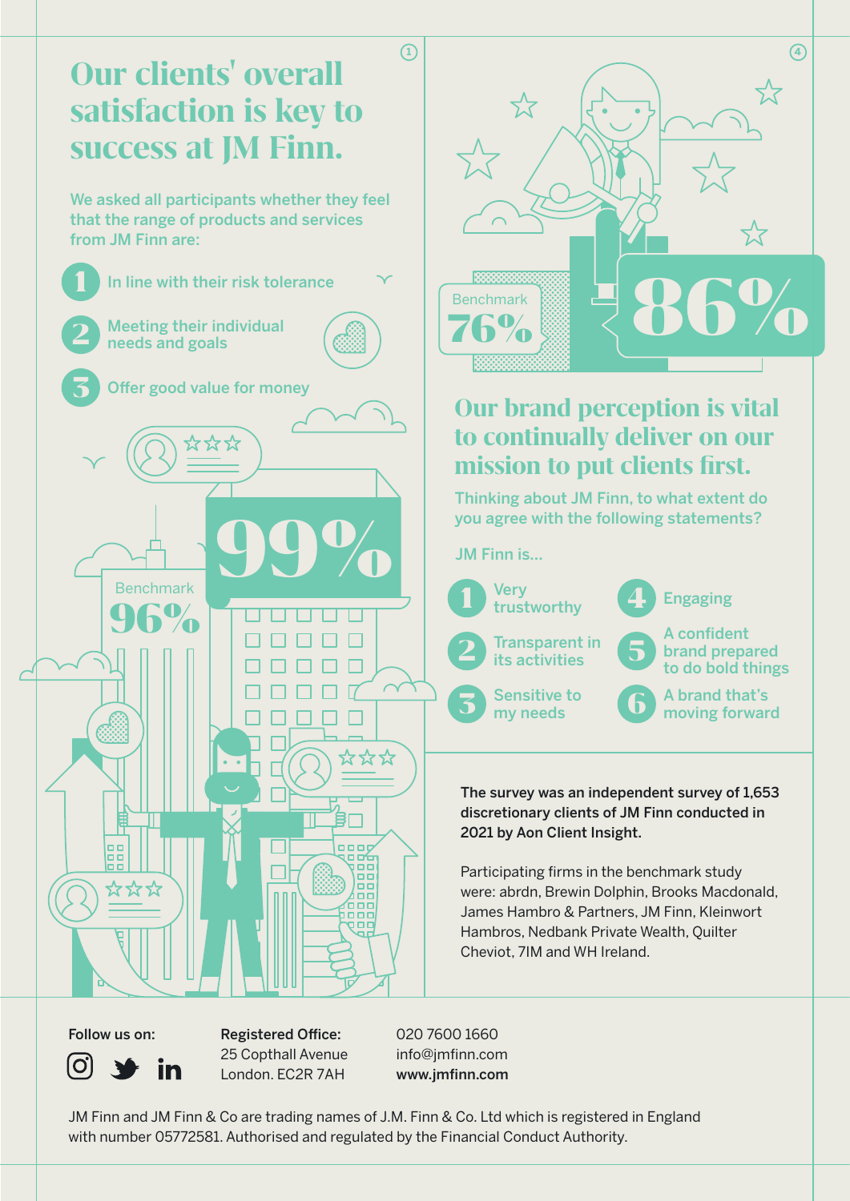# Our clients' overall satisfaction is key to success at JM Finn.

We asked all participants whether they feel that the range of products and services from JM Finn are:

1. In line with their risk tolerance
2. Meeting their individual needs and goals
3. Offer good value for money

99%

Benchmark 96%

86%

Benchmark 76%

# Our brand perception is vital to continually deliver on our mission to put clients first.

Thinking about JM Finn, to what extent do you agree with the following statements?

JM Finn is...

1. Very trustworthy
2. Transparent in its activities
3. Sensitive to my needs
4. Engaging
5. A confident brand prepared to do bold things
6. A brand that's moving forward

**The survey was an independent survey of 1,653 discretionary clients of JM Finn conducted in 2021 by Aon Client Insight.**

Participating firms in the benchmark study were: abrdn, Brewin Dolphin, Brooks Macdonald, James Hambro & Partners, JM Finn, Kleinwort Hambros, Nedbank Private Wealth, Quilter Cheviot, 7IM and WH Ireland.

**Follow us on:**

**Registered Office:**
25 Copthall Avenue
London. EC2R 7AH

020 7600 1660
info@jmfinn.com
**www.jmfinn.com**

JM Finn and JM Finn & Co are trading names of J.M. Finn & Co. Ltd which is registered in England with number 05772581. Authorised and regulated by the Financial Conduct Authority.